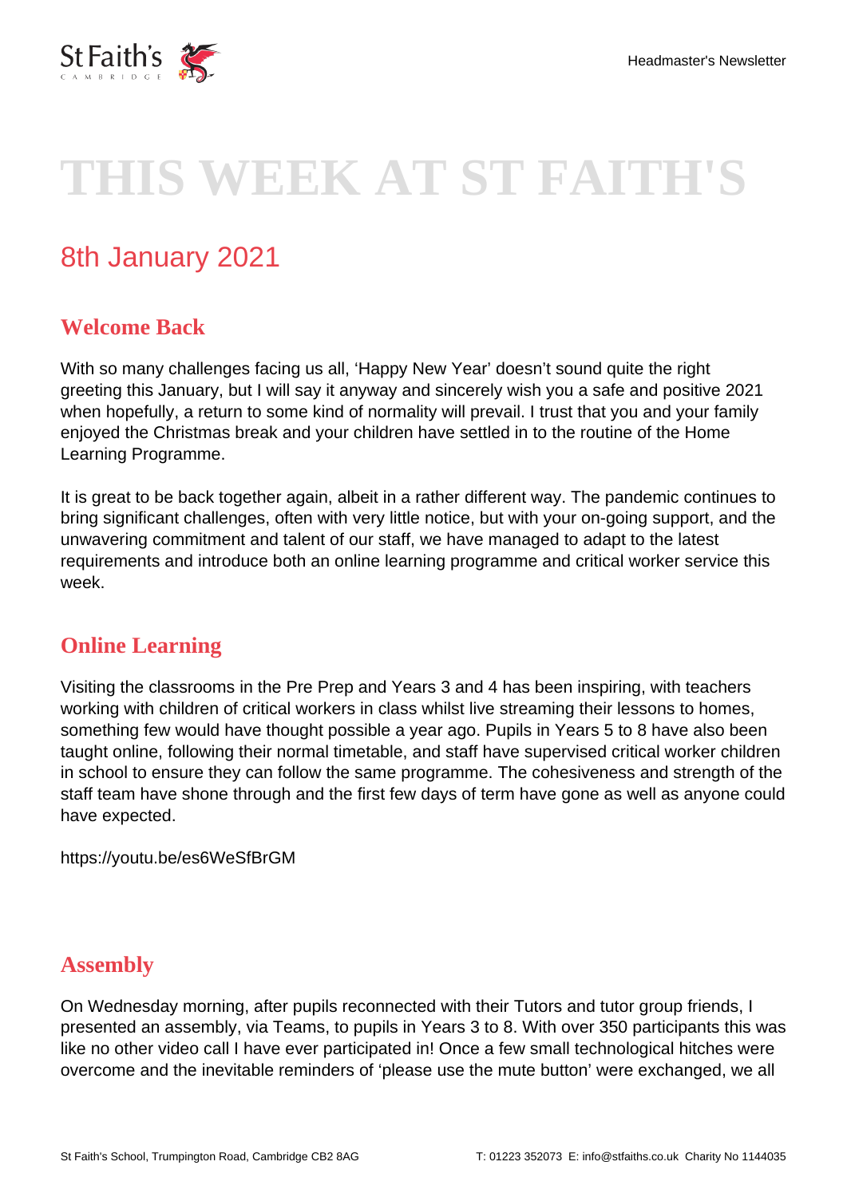# THIS WEEK AT ST FAITH'S

## 8th January 2021

### Welcome Back

With so many challenges facing us all, ‘Happy New Year’ doesn’t sound quite the right greeting this January, but I will say it anyway and sincerely wish you a safe and positive 2021 when hopefully, a return to some kind of normality will prevail. I trust that you and your family enjoyed the Christmas break and your children have settled in to the routine of the Home Learning Programme.

It is great to be back together again, albeit in a rather different way. The pandemic continues to bring significant challenges, often with very little notice, but with your on-going support, and the unwavering commitment and talent of our staff, we have managed to adapt to the latest requirements and introduce both an online learning programme and critical worker service this week.

### Online Learning

Visiting the classrooms in the Pre Prep and Years 3 and 4 has been inspiring, with teachers working with children of critical workers in class whilst live streaming their lessons to homes, something few would have thought possible a year ago. Pupils in Years 5 to 8 have also been taught online, following their normal timetable, and staff have supervised critical worker children in school to ensure they can follow the same programme. The cohesiveness and strength of the staff team have shone through and the first few days of term have gone as well as anyone could have expected.

https://youtu.be/es6WeSfBrGM

### Assembly

On Wednesday morning, after pupils reconnected with their Tutors and tutor group friends, I presented an assembly, via Teams, to pupils in Years 3 to 8. With over 350 participants this was like no other video call I have ever participated in! Once a few small technological hitches were overcome and the inevitable reminders of ‘please use the mute button’ were exchanged, we all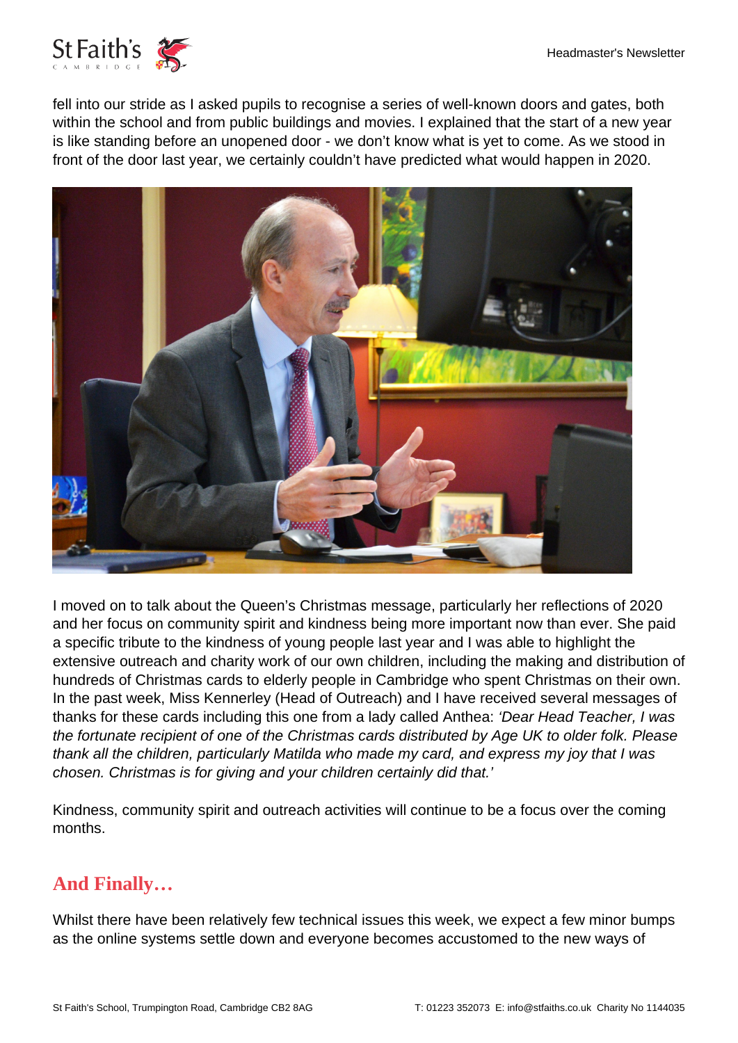fell into our stride as I asked pupils to recognise a series of well-known doors and gates, both within the school and from public buildings and movies. I explained that the start of a new year is like standing before an unopened door - we don't know what is yet to come. As we stood in front of the door last year, we certainly couldn't have predicted what would happen in 2020.

I moved on to talk about the Queen's Christmas message, particularly her reflections of 2020 and her focus on community spirit and kindness being more important now than ever. She paid a specific tribute to the kindness of young people last year and I was able to highlight the extensive outreach and charity work of our own children, including the making and distribution of hundreds of Christmas cards to elderly people in Cambridge who spent Christmas on their own. In the past week, Miss Kennerley (Head of Outreach) and I have received several messages of thanks for these cards including this one from a lady called Anthea: *'Dear Head Teacher, I was the fortunate recipient of one of the Christmas cards distributed by Age UK to older folk. Please thank all the children, particularly Matilda who made my card, and express my joy that I was chosen. Christmas is for giving and your children certainly did that.'*

Kindness, community spirit and outreach activities will continue to be a focus over the coming months.

## And Finally…

Whilst there have been relatively few technical issues this week, we expect a few minor bumps as the online systems settle down and everyone becomes accustomed to the new ways of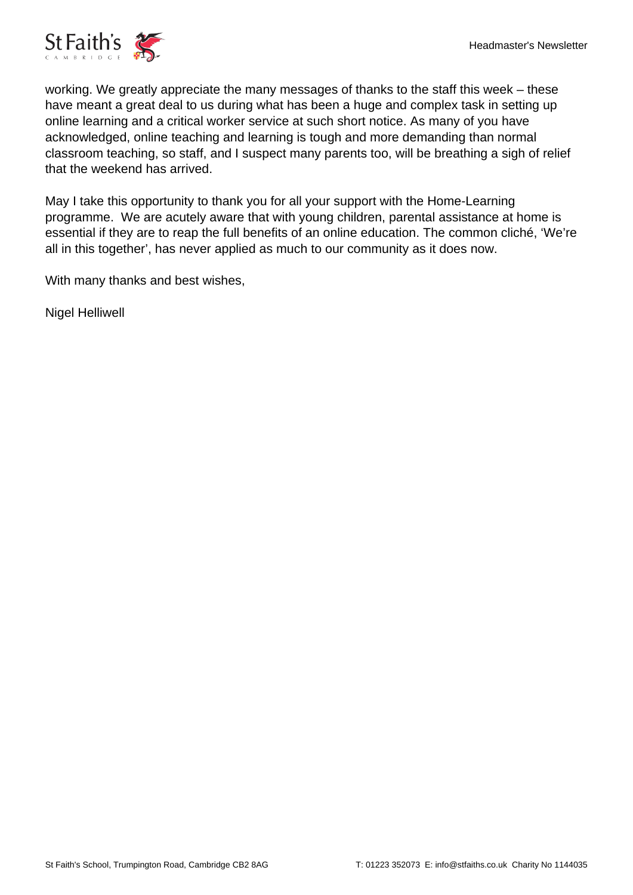working. We greatly appreciate the many messages of thanks to the staff this week – these have meant a great deal to us during what has been a huge and complex task in setting up online learning and a critical worker service at such short notice. As many of you have acknowledged, online teaching and learning is tough and more demanding than normal classroom teaching, so staff, and I suspect many parents too, will be breathing a sigh of relief that the weekend has arrived.

May I take this opportunity to thank you for all your support with the Home-Learning programme. We are acutely aware that with young children, parental assistance at home is essential if they are to reap the full benefits of an online education. The common cliché, 'We're all in this together', has never applied as much to our community as it does now.

With many thanks and best wishes,

Nigel Helliwell